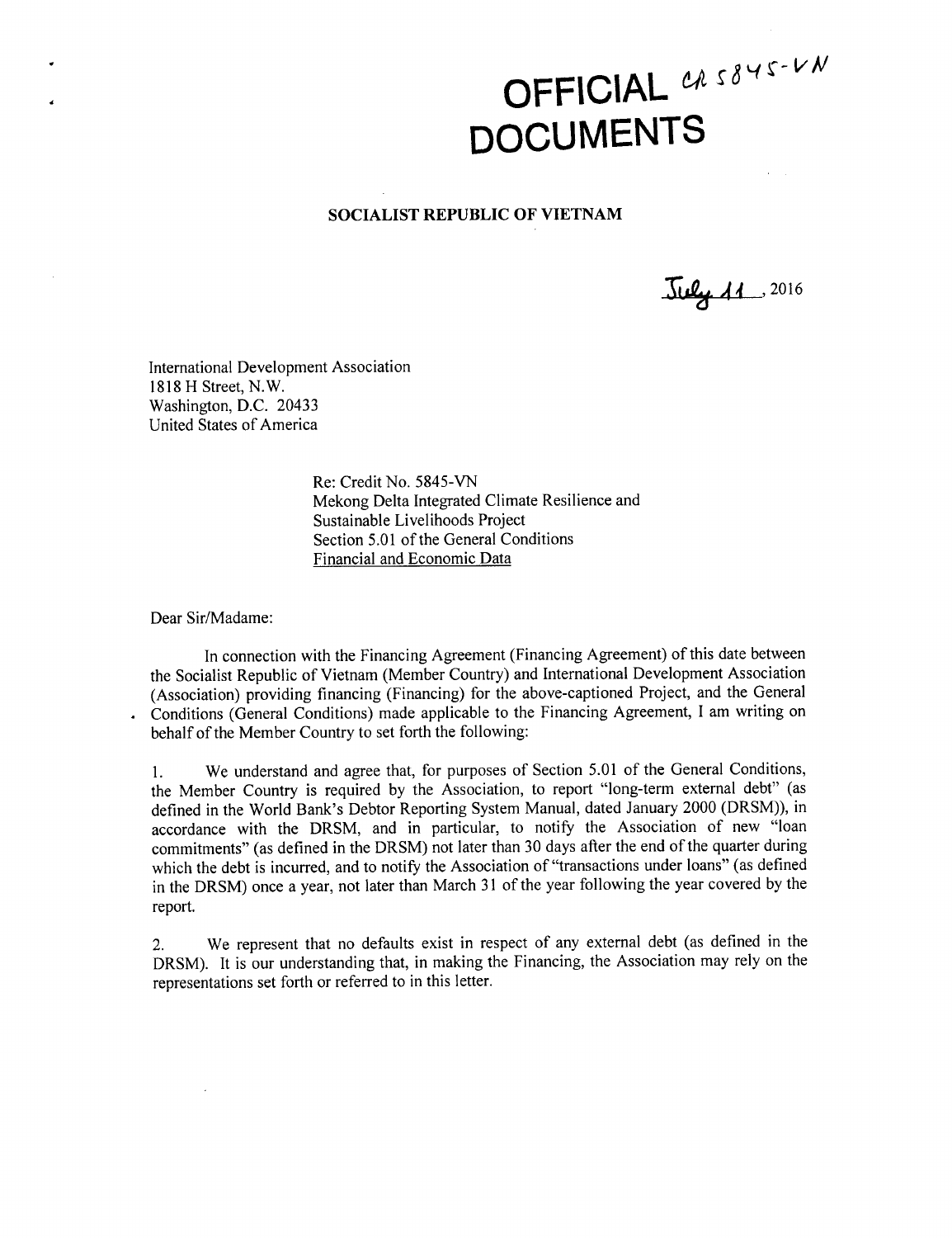# OFFICIAL DOCUMENTS

CR 5845-VN

**SOCIALIST REPUBLIC OF VIETNAM**

July 11, 2016

International Development Association
1818 H Street, N.W.
Washington, D.C. 20433
United States of America

Re: Credit No. 5845-VN
Mekong Delta Integrated Climate Resilience and Sustainable Livelihoods Project
Section 5.01 of the General Conditions
Financial and Economic Data

Dear Sir/Madame:

In connection with the Financing Agreement (Financing Agreement) of this date between the Socialist Republic of Vietnam (Member Country) and International Development Association (Association) providing financing (Financing) for the above-captioned Project, and the General Conditions (General Conditions) made applicable to the Financing Agreement, I am writing on behalf of the Member Country to set forth the following:

1. We understand and agree that, for purposes of Section 5.01 of the General Conditions, the Member Country is required by the Association, to report "long-term external debt" (as defined in the World Bank's Debtor Reporting System Manual, dated January 2000 (DRSM)), in accordance with the DRSM, and in particular, to notify the Association of new "loan commitments" (as defined in the DRSM) not later than 30 days after the end of the quarter during which the debt is incurred, and to notify the Association of "transactions under loans" (as defined in the DRSM) once a year, not later than March 31 of the year following the year covered by the report.

2. We represent that no defaults exist in respect of any external debt (as defined in the DRSM). It is our understanding that, in making the Financing, the Association may rely on the representations set forth or referred to in this letter.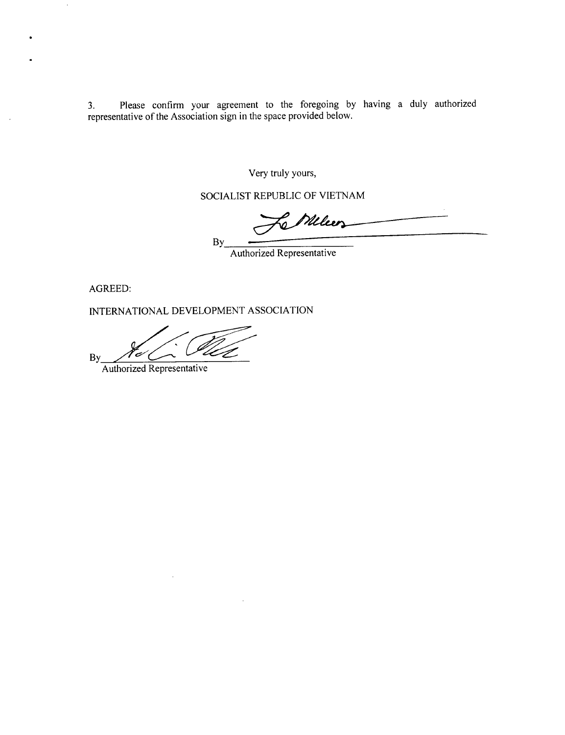3. Please confirm your agreement to the foregoing by having a duly authorized representative of the Association sign in the space provided below.

Very truly yours,

SOCIALIST REPUBLIC OF VIETNAM

By\_\_\_\_\_\_\_\_\_\_\_\_\_\_\_\_\_\_\_\_\_\_\_\_
Authorized Representative

AGREED:

INTERNATIONAL DEVELOPMENT ASSOCIATION

By\_\_\_\_\_\_\_\_\_\_\_\_\_\_\_\_\_\_\_\_\_\_\_\_
Authorized Representative